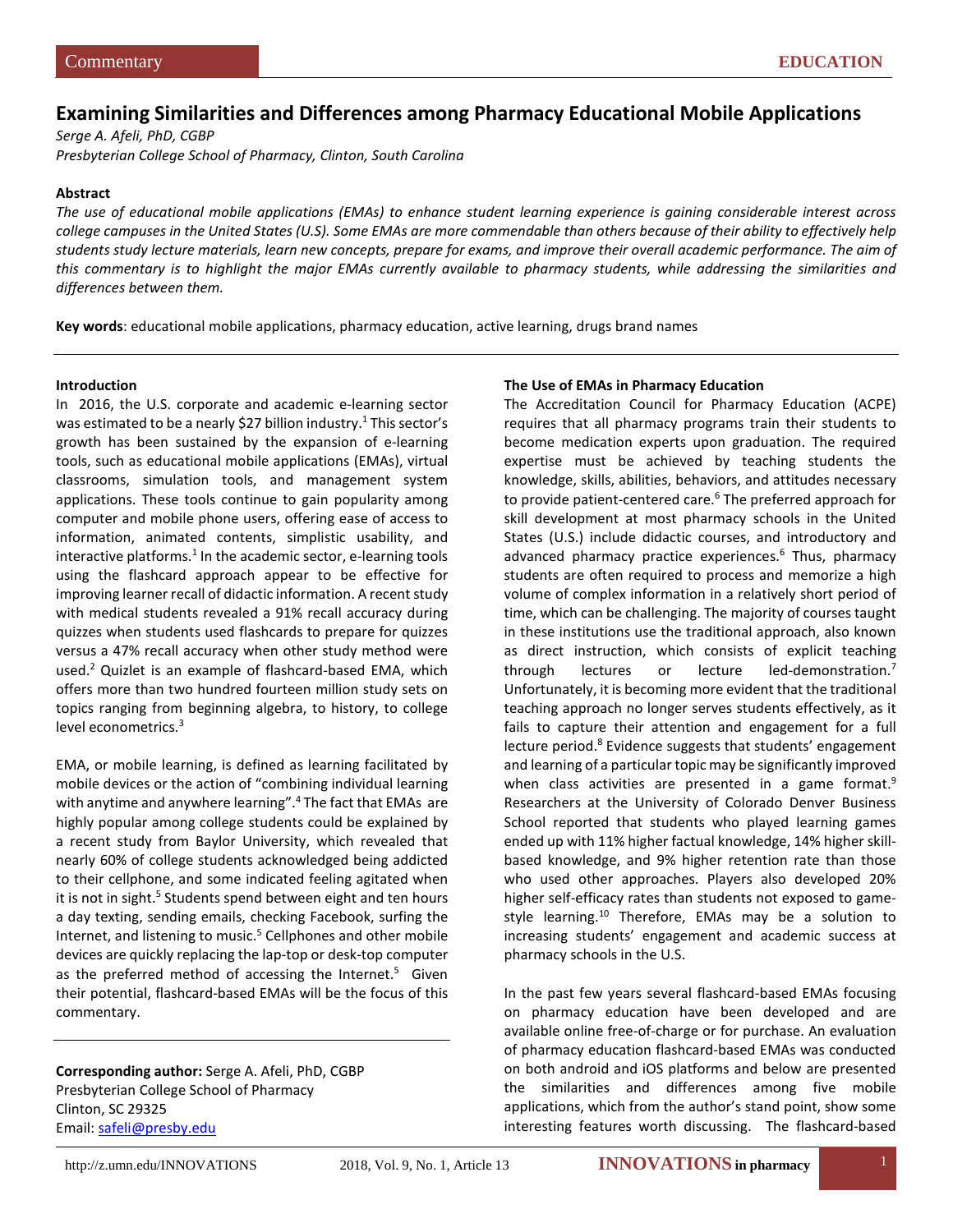Commentary

EDUCATION

# Examining Similarities and Differences among Pharmacy Educational Mobile Applications

*Serge A. Afeli, PhD, CGBP*
*Presbyterian College School of Pharmacy, Clinton, South Carolina*

### Abstract

*The use of educational mobile applications (EMAs) to enhance student learning experience is gaining considerable interest across college campuses in the United States (U.S). Some EMAs are more commendable than others because of their ability to effectively help students study lecture materials, learn new concepts, prepare for exams, and improve their overall academic performance. The aim of this commentary is to highlight the major EMAs currently available to pharmacy students, while addressing the similarities and differences between them.*

**Key words**: educational mobile applications, pharmacy education, active learning, drugs brand names

### Introduction

In 2016, the U.S. corporate and academic e-learning sector was estimated to be a nearly $27 billion industry.[1] This sector's growth has been sustained by the expansion of e-learning tools, such as educational mobile applications (EMAs), virtual classrooms, simulation tools, and management system applications. These tools continue to gain popularity among computer and mobile phone users, offering ease of access to information, animated contents, simplistic usability, and interactive platforms.[1] In the academic sector, e-learning tools using the flashcard approach appear to be effective for improving learner recall of didactic information. A recent study with medical students revealed a 91% recall accuracy during quizzes when students used flashcards to prepare for quizzes versus a 47% recall accuracy when other study method were used.[2] Quizlet is an example of flashcard-based EMA, which offers more than two hundred fourteen million study sets on topics ranging from beginning algebra, to history, to college level econometrics.[3]

EMA, or mobile learning, is defined as learning facilitated by mobile devices or the action of "combining individual learning with anytime and anywhere learning".[4] The fact that EMAs are highly popular among college students could be explained by a recent study from Baylor University, which revealed that nearly 60% of college students acknowledged being addicted to their cellphone, and some indicated feeling agitated when it is not in sight.[5] Students spend between eight and ten hours a day texting, sending emails, checking Facebook, surfing the Internet, and listening to music.[5] Cellphones and other mobile devices are quickly replacing the lap-top or desk-top computer as the preferred method of accessing the Internet.[5] Given their potential, flashcard-based EMAs will be the focus of this commentary.

**Corresponding author:** Serge A. Afeli, PhD, CGBP
Presbyterian College School of Pharmacy
Clinton, SC 29325
Email: safeli@presby.edu

### The Use of EMAs in Pharmacy Education

The Accreditation Council for Pharmacy Education (ACPE) requires that all pharmacy programs train their students to become medication experts upon graduation. The required expertise must be achieved by teaching students the knowledge, skills, abilities, behaviors, and attitudes necessary to provide patient-centered care.[6] The preferred approach for skill development at most pharmacy schools in the United States (U.S.) include didactic courses, and introductory and advanced pharmacy practice experiences.[6] Thus, pharmacy students are often required to process and memorize a high volume of complex information in a relatively short period of time, which can be challenging. The majority of courses taught in these institutions use the traditional approach, also known as direct instruction, which consists of explicit teaching through lectures or lecture led-demonstration.[7] Unfortunately, it is becoming more evident that the traditional teaching approach no longer serves students effectively, as it fails to capture their attention and engagement for a full lecture period.[8] Evidence suggests that students' engagement and learning of a particular topic may be significantly improved when class activities are presented in a game format.[9] Researchers at the University of Colorado Denver Business School reported that students who played learning games ended up with 11% higher factual knowledge, 14% higher skill-based knowledge, and 9% higher retention rate than those who used other approaches. Players also developed 20% higher self-efficacy rates than students not exposed to game-style learning.[10] Therefore, EMAs may be a solution to increasing students' engagement and academic success at pharmacy schools in the U.S.

In the past few years several flashcard-based EMAs focusing on pharmacy education have been developed and are available online free-of-charge or for purchase. An evaluation of pharmacy education flashcard-based EMAs was conducted on both android and iOS platforms and below are presented the similarities and differences among five mobile applications, which from the author's stand point, show some interesting features worth discussing. The flashcard-based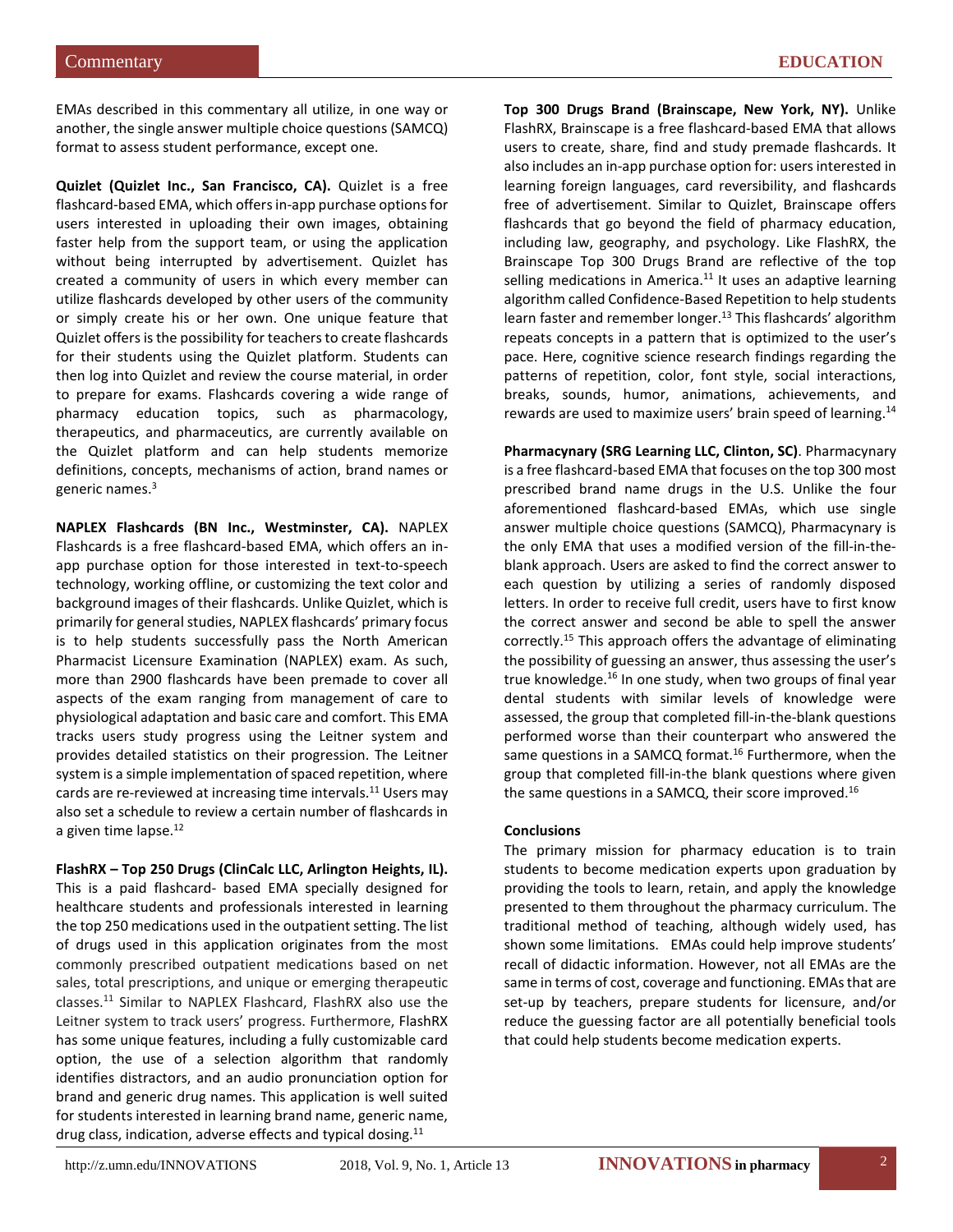EMAs described in this commentary all utilize, in one way or another, the single answer multiple choice questions (SAMCQ) format to assess student performance, except one.

**Quizlet (Quizlet Inc., San Francisco, CA).** Quizlet is a free flashcard-based EMA, which offers in-app purchase options for users interested in uploading their own images, obtaining faster help from the support team, or using the application without being interrupted by advertisement. Quizlet has created a community of users in which every member can utilize flashcards developed by other users of the community or simply create his or her own. One unique feature that Quizlet offers is the possibility for teachers to create flashcards for their students using the Quizlet platform. Students can then log into Quizlet and review the course material, in order to prepare for exams. Flashcards covering a wide range of pharmacy education topics, such as pharmacology, therapeutics, and pharmaceutics, are currently available on the Quizlet platform and can help students memorize definitions, concepts, mechanisms of action, brand names or generic names.[3]

**NAPLEX Flashcards (BN Inc., Westminster, CA).** NAPLEX Flashcards is a free flashcard-based EMA, which offers an in-app purchase option for those interested in text-to-speech technology, working offline, or customizing the text color and background images of their flashcards. Unlike Quizlet, which is primarily for general studies, NAPLEX flashcards' primary focus is to help students successfully pass the North American Pharmacist Licensure Examination (NAPLEX) exam. As such, more than 2900 flashcards have been premade to cover all aspects of the exam ranging from management of care to physiological adaptation and basic care and comfort. This EMA tracks users study progress using the Leitner system and provides detailed statistics on their progression. The Leitner system is a simple implementation of spaced repetition, where cards are re-reviewed at increasing time intervals.[11] Users may also set a schedule to review a certain number of flashcards in a given time lapse.[12]

**FlashRX – Top 250 Drugs (ClinCalc LLC, Arlington Heights, IL).** This is a paid flashcard- based EMA specially designed for healthcare students and professionals interested in learning the top 250 medications used in the outpatient setting. The list of drugs used in this application originates from the most commonly prescribed outpatient medications based on net sales, total prescriptions, and unique or emerging therapeutic classes.[11] Similar to NAPLEX Flashcard, FlashRX also use the Leitner system to track users' progress. Furthermore, FlashRX has some unique features, including a fully customizable card option, the use of a selection algorithm that randomly identifies distractors, and an audio pronunciation option for brand and generic drug names. This application is well suited for students interested in learning brand name, generic name, drug class, indication, adverse effects and typical dosing.[11]

**Top 300 Drugs Brand (Brainscape, New York, NY).** Unlike FlashRX, Brainscape is a free flashcard-based EMA that allows users to create, share, find and study premade flashcards. It also includes an in-app purchase option for: users interested in learning foreign languages, card reversibility, and flashcards free of advertisement. Similar to Quizlet, Brainscape offers flashcards that go beyond the field of pharmacy education, including law, geography, and psychology. Like FlashRX, the Brainscape Top 300 Drugs Brand are reflective of the top selling medications in America.[11] It uses an adaptive learning algorithm called Confidence-Based Repetition to help students learn faster and remember longer.[13] This flashcards' algorithm repeats concepts in a pattern that is optimized to the user's pace. Here, cognitive science research findings regarding the patterns of repetition, color, font style, social interactions, breaks, sounds, humor, animations, achievements, and rewards are used to maximize users' brain speed of learning.[14]

**Pharmacynary (SRG Learning LLC, Clinton, SC)**. Pharmacynary is a free flashcard-based EMA that focuses on the top 300 most prescribed brand name drugs in the U.S. Unlike the four aforementioned flashcard-based EMAs, which use single answer multiple choice questions (SAMCQ), Pharmacynary is the only EMA that uses a modified version of the fill-in-the-blank approach. Users are asked to find the correct answer to each question by utilizing a series of randomly disposed letters. In order to receive full credit, users have to first know the correct answer and second be able to spell the answer correctly.[15] This approach offers the advantage of eliminating the possibility of guessing an answer, thus assessing the user's true knowledge.[16] In one study, when two groups of final year dental students with similar levels of knowledge were assessed, the group that completed fill-in-the-blank questions performed worse than their counterpart who answered the same questions in a SAMCQ format.[16] Furthermore, when the group that completed fill-in the blank questions where given the same questions in a SAMCQ, their score improved.[16]

## Conclusions

The primary mission for pharmacy education is to train students to become medication experts upon graduation by providing the tools to learn, retain, and apply the knowledge presented to them throughout the pharmacy curriculum. The traditional method of teaching, although widely used, has shown some limitations. EMAs could help improve students' recall of didactic information. However, not all EMAs are the same in terms of cost, coverage and functioning. EMAs that are set-up by teachers, prepare students for licensure, and/or reduce the guessing factor are all potentially beneficial tools that could help students become medication experts.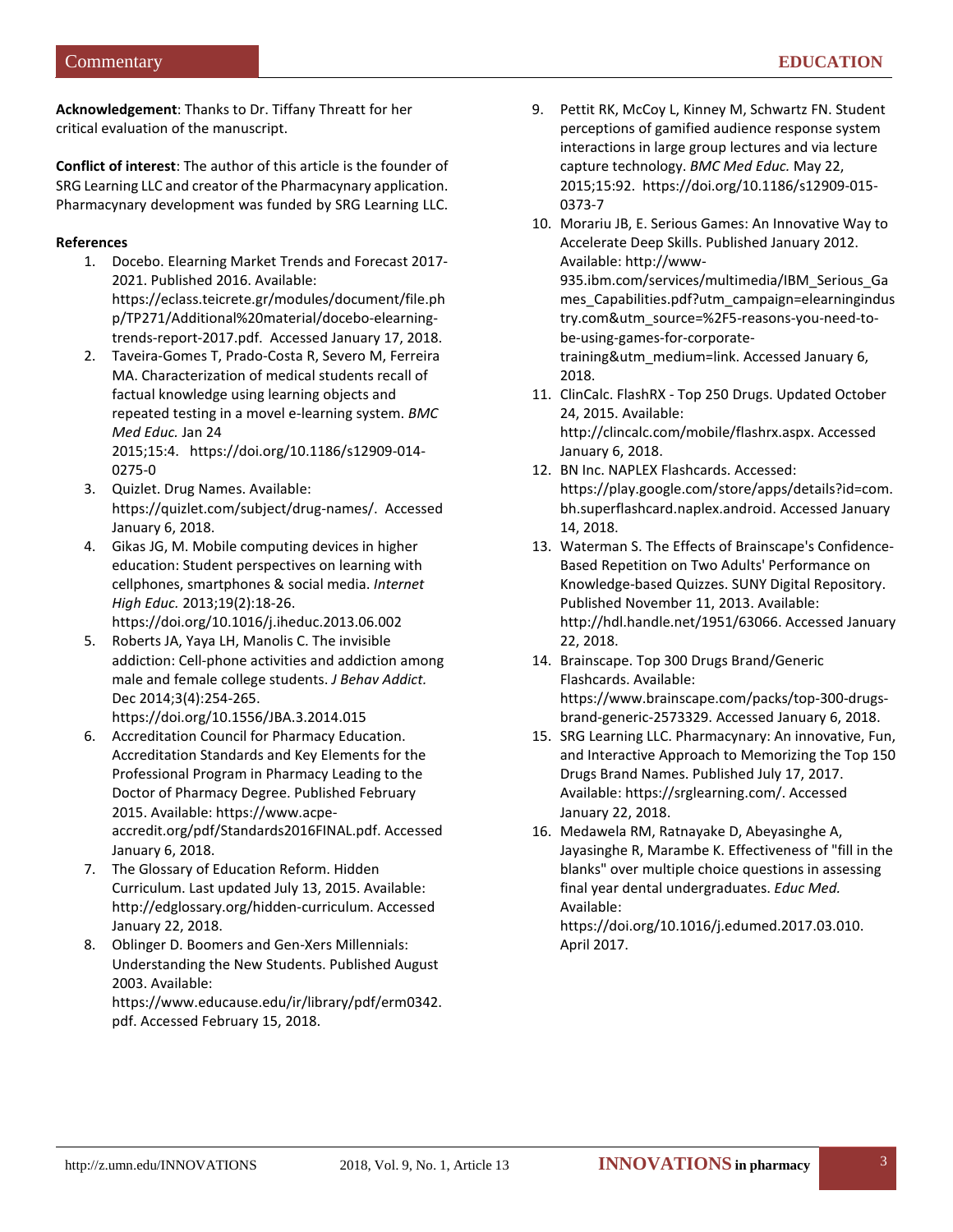**Acknowledgement**: Thanks to Dr. Tiffany Threatt for her critical evaluation of the manuscript.

**Conflict of interest**: The author of this article is the founder of SRG Learning LLC and creator of the Pharmacynary application. Pharmacynary development was funded by SRG Learning LLC.

**References**

1. Docebo. Elearning Market Trends and Forecast 2017-2021. Published 2016. Available: https://eclass.teicrete.gr/modules/document/file.php/TP271/Additional%20material/docebo-elearning-trends-report-2017.pdf. Accessed January 17, 2018.
2. Taveira-Gomes T, Prado-Costa R, Severo M, Ferreira MA. Characterization of medical students recall of factual knowledge using learning objects and repeated testing in a movel e-learning system. *BMC Med Educ.* Jan 24 2015;15:4. https://doi.org/10.1186/s12909-014-0275-0
3. Quizlet. Drug Names. Available: https://quizlet.com/subject/drug-names/. Accessed January 6, 2018.
4. Gikas JG, M. Mobile computing devices in higher education: Student perspectives on learning with cellphones, smartphones & social media. *Internet High Educ.* 2013;19(2):18-26. https://doi.org/10.1016/j.iheduc.2013.06.002
5. Roberts JA, Yaya LH, Manolis C. The invisible addiction: Cell-phone activities and addiction among male and female college students. *J Behav Addict.* Dec 2014;3(4):254-265. https://doi.org/10.1556/JBA.3.2014.015
6. Accreditation Council for Pharmacy Education. Accreditation Standards and Key Elements for the Professional Program in Pharmacy Leading to the Doctor of Pharmacy Degree. Published February 2015. Available: https://www.acpe-accredit.org/pdf/Standards2016FINAL.pdf. Accessed January 6, 2018.
7. The Glossary of Education Reform. Hidden Curriculum. Last updated July 13, 2015. Available: http://edglossary.org/hidden-curriculum. Accessed January 22, 2018.
8. Oblinger D. Boomers and Gen-Xers Millennials: Understanding the New Students. Published August 2003. Available: https://www.educause.edu/ir/library/pdf/erm0342.pdf. Accessed February 15, 2018.
9. Pettit RK, McCoy L, Kinney M, Schwartz FN. Student perceptions of gamified audience response system interactions in large group lectures and via lecture capture technology. *BMC Med Educ.* May 22, 2015;15:92. https://doi.org/10.1186/s12909-015-0373-7
10. Morariu JB, E. Serious Games: An Innovative Way to Accelerate Deep Skills. Published January 2012. Available: http://www-935.ibm.com/services/multimedia/IBM_Serious_Games_Capabilities.pdf?utm_campaign=elearningindustry.com&utm_source=%2F5-reasons-you-need-to-be-using-games-for-corporate-training&utm_medium=link. Accessed January 6, 2018.
11. ClinCalc. FlashRX - Top 250 Drugs. Updated October 24, 2015. Available: http://clincalc.com/mobile/flashrx.aspx. Accessed January 6, 2018.
12. BN Inc. NAPLEX Flashcards. Accessed: https://play.google.com/store/apps/details?id=com.bh.superflashcard.naplex.android. Accessed January 14, 2018.
13. Waterman S. The Effects of Brainscape's Confidence-Based Repetition on Two Adults' Performance on Knowledge-based Quizzes. SUNY Digital Repository. Published November 11, 2013. Available: http://hdl.handle.net/1951/63066. Accessed January 22, 2018.
14. Brainscape. Top 300 Drugs Brand/Generic Flashcards. Available: https://www.brainscape.com/packs/top-300-drugs-brand-generic-2573329. Accessed January 6, 2018.
15. SRG Learning LLC. Pharmacynary: An innovative, Fun, and Interactive Approach to Memorizing the Top 150 Drugs Brand Names. Published July 17, 2017. Available: https://srglearning.com/. Accessed January 22, 2018.
16. Medawela RM, Ratnayake D, Abeyasinghe A, Jayasinghe R, Marambe K. Effectiveness of "fill in the blanks" over multiple choice questions in assessing final year dental undergraduates. *Educ Med.* Available: https://doi.org/10.1016/j.edumed.2017.03.010. April 2017.